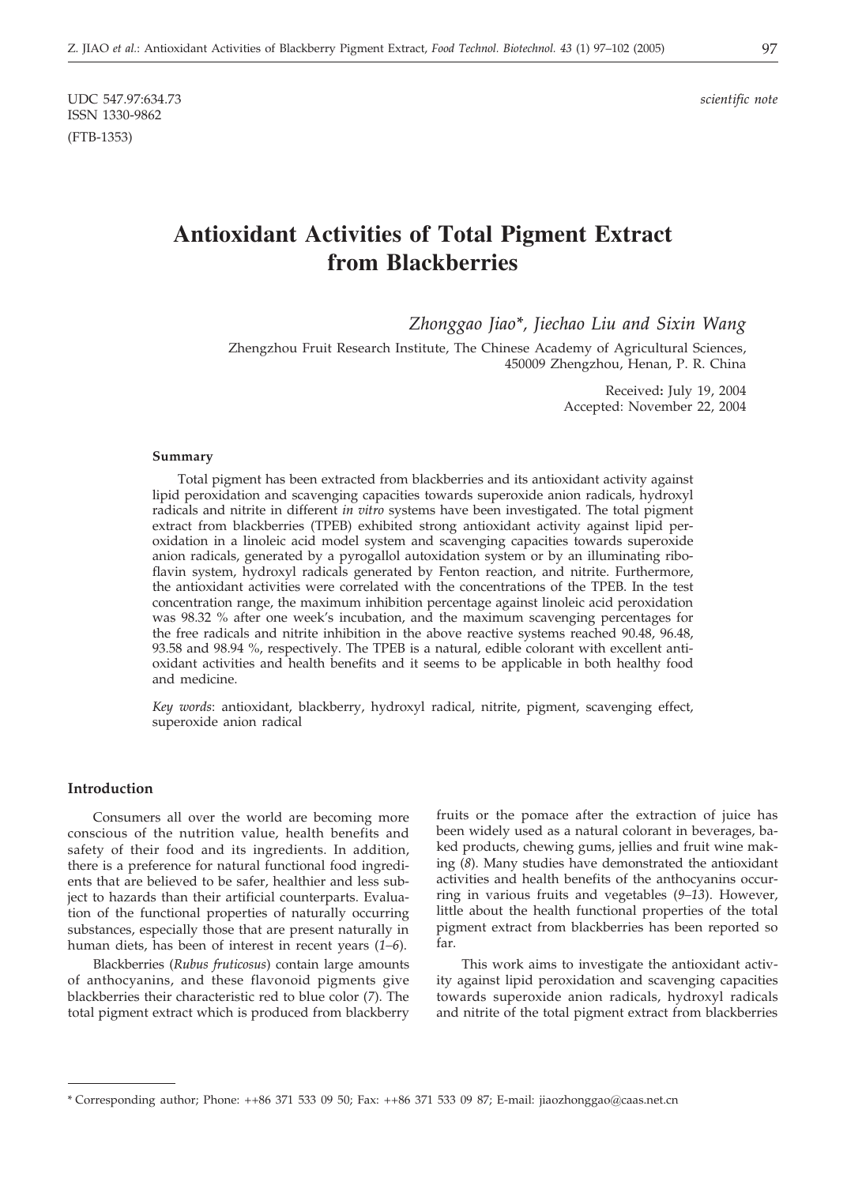UDC 547.97:634.73
ISSN 1330-9862

(FTB-1353)

*scientific note*

# Antioxidant Activities of Total Pigment Extract from Blackberries

*Zhonggao Jiao\*, Jiechao Liu and Sixin Wang*

Zhengzhou Fruit Research Institute, The Chinese Academy of Agricultural Sciences, 450009 Zhengzhou, Henan, P. R. China

Received: July 19, 2004
Accepted: November 22, 2004

### Summary

Total pigment has been extracted from blackberries and its antioxidant activity against lipid peroxidation and scavenging capacities towards superoxide anion radicals, hydroxyl radicals and nitrite in different *in vitro* systems have been investigated. The total pigment extract from blackberries (TPEB) exhibited strong antioxidant activity against lipid peroxidation in a linoleic acid model system and scavenging capacities towards superoxide anion radicals, generated by a pyrogallol autoxidation system or by an illuminating riboflavin system, hydroxyl radicals generated by Fenton reaction, and nitrite. Furthermore, the antioxidant activities were correlated with the concentrations of the TPEB. In the test concentration range, the maximum inhibition percentage against linoleic acid peroxidation was 98.32 % after one week's incubation, and the maximum scavenging percentages for the free radicals and nitrite inhibition in the above reactive systems reached 90.48, 96.48, 93.58 and 98.94 %, respectively. The TPEB is a natural, edible colorant with excellent antioxidant activities and health benefits and it seems to be applicable in both healthy food and medicine.

*Key words*: antioxidant, blackberry, hydroxyl radical, nitrite, pigment, scavenging effect, superoxide anion radical

## Introduction

Consumers all over the world are becoming more conscious of the nutrition value, health benefits and safety of their food and its ingredients. In addition, there is a preference for natural functional food ingredients that are believed to be safer, healthier and less subject to hazards than their artificial counterparts. Evaluation of the functional properties of naturally occurring substances, especially those that are present naturally in human diets, has been of interest in recent years (*1–6*).

Blackberries (*Rubus fruticosus*) contain large amounts of anthocyanins, and these flavonoid pigments give blackberries their characteristic red to blue color (*7*). The total pigment extract which is produced from blackberry fruits or the pomace after the extraction of juice has been widely used as a natural colorant in beverages, baked products, chewing gums, jellies and fruit wine making (*8*). Many studies have demonstrated the antioxidant activities and health benefits of the anthocyanins occurring in various fruits and vegetables (*9–13*). However, little about the health functional properties of the total pigment extract from blackberries has been reported so far.

This work aims to investigate the antioxidant activity against lipid peroxidation and scavenging capacities towards superoxide anion radicals, hydroxyl radicals and nitrite of the total pigment extract from blackberries

---

\* Corresponding author; Phone: ++86 371 533 09 50; Fax: ++86 371 533 09 87; E-mail: jiaozhonggao@caas.net.cn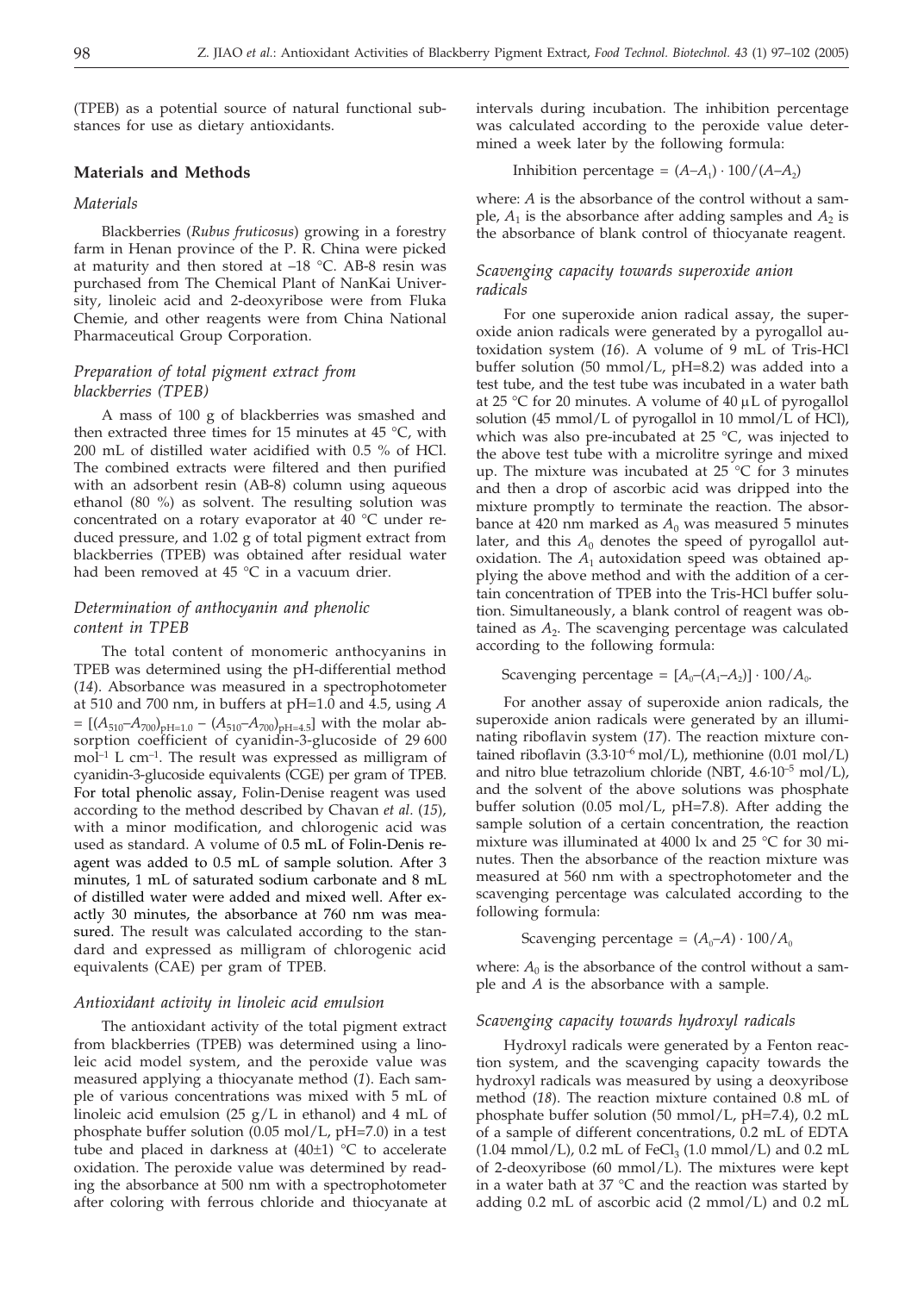(TPEB) as a potential source of natural functional substances for use as dietary antioxidants.

## Materials and Methods

### Materials

Blackberries (*Rubus fruticosus*) growing in a forestry farm in Henan province of the P. R. China were picked at maturity and then stored at –18 °C. AB-8 resin was purchased from The Chemical Plant of NanKai University, linoleic acid and 2-deoxyribose were from Fluka Chemie, and other reagents were from China National Pharmaceutical Group Corporation.

### Preparation of total pigment extract from blackberries (TPEB)

A mass of 100 g of blackberries was smashed and then extracted three times for 15 minutes at 45 °C, with 200 mL of distilled water acidified with 0.5 % of HCl. The combined extracts were filtered and then purified with an adsorbent resin (AB-8) column using aqueous ethanol (80 %) as solvent. The resulting solution was concentrated on a rotary evaporator at 40 °C under reduced pressure, and 1.02 g of total pigment extract from blackberries (TPEB) was obtained after residual water had been removed at 45 °C in a vacuum drier.

### Determination of anthocyanin and phenolic content in TPEB

The total content of monomeric anthocyanins in TPEB was determined using the pH-differential method (*14*). Absorbance was measured in a spectrophotometer at 510 and 700 nm, in buffers at pH=1.0 and 4.5, using $A = [(A_{510}–A_{700})_{pH=1.0} – (A_{510}–A_{700})_{pH=4.5}]$ with the molar absorption coefficient of cyanidin-3-glucoside of 29 600 $mol^{-1}$ L $cm^{-1}$. The result was expressed as milligram of cyanidin-3-glucoside equivalents (CGE) per gram of TPEB. For total phenolic assay, Folin-Denise reagent was used according to the method described by Chavan *et al*. (*15*), with a minor modification, and chlorogenic acid was used as standard. A volume of 0.5 mL of Folin-Denis reagent was added to 0.5 mL of sample solution. After 3 minutes, 1 mL of saturated sodium carbonate and 8 mL of distilled water were added and mixed well. After exactly 30 minutes, the absorbance at 760 nm was measured. The result was calculated according to the standard and expressed as milligram of chlorogenic acid equivalents (CAE) per gram of TPEB.

### Antioxidant activity in linoleic acid emulsion

The antioxidant activity of the total pigment extract from blackberries (TPEB) was determined using a linoleic acid model system, and the peroxide value was measured applying a thiocyanate method (*1*). Each sample of various concentrations was mixed with 5 mL of linoleic acid emulsion (25 g/L in ethanol) and 4 mL of phosphate buffer solution (0.05 mol/L, pH=7.0) in a test tube and placed in darkness at (40±1) °C to accelerate oxidation. The peroxide value was determined by reading the absorbance at 500 nm with a spectrophotometer after coloring with ferrous chloride and thiocyanate at intervals during incubation. The inhibition percentage was calculated according to the peroxide value determined a week later by the following formula:

$$\text{Inhibition percentage} = (A–A_1) \cdot 100/(A–A_2)$$

where: $A$ is the absorbance of the control without a sample, $A_1$ is the absorbance after adding samples and $A_2$ is the absorbance of blank control of thiocyanate reagent.

### Scavenging capacity towards superoxide anion radicals

For one superoxide anion radical assay, the superoxide anion radicals were generated by a pyrogallol autoxidation system (*16*). A volume of 9 mL of Tris-HCl buffer solution (50 mmol/L, pH=8.2) was added into a test tube, and the test tube was incubated in a water bath at 25 °C for 20 minutes. A volume of 40 μL of pyrogallol solution (45 mmol/L of pyrogallol in 10 mmol/L of HCl), which was also pre-incubated at 25 °C, was injected to the above test tube with a microlitre syringe and mixed up. The mixture was incubated at 25 °C for 3 minutes and then a drop of ascorbic acid was dripped into the mixture promptly to terminate the reaction. The absorbance at 420 nm marked as $A_0$ was measured 5 minutes later, and this $A_0$ denotes the speed of pyrogallol autoxidation. The $A_1$ autoxidation speed was obtained applying the above method and with the addition of a certain concentration of TPEB into the Tris-HCl buffer solution. Simultaneously, a blank control of reagent was obtained as $A_2$. The scavenging percentage was calculated according to the following formula:

$$\text{Scavenging percentage} = [A_0–(A_1–A_2)] \cdot 100/A_0.$$

For another assay of superoxide anion radicals, the superoxide anion radicals were generated by an illuminating riboflavin system (*17*). The reaction mixture contained riboflavin ($3.3 \cdot 10^{-6}$ mol/L), methionine (0.01 mol/L) and nitro blue tetrazolium chloride (NBT, $4.6 \cdot 10^{-5}$ mol/L), and the solvent of the above solutions was phosphate buffer solution (0.05 mol/L, pH=7.8). After adding the sample solution of a certain concentration, the reaction mixture was illuminated at 4000 lx and 25 °C for 30 minutes. Then the absorbance of the reaction mixture was measured at 560 nm with a spectrophotometer and the scavenging percentage was calculated according to the following formula:

$$\text{Scavenging percentage} = (A_0–A) \cdot 100/A_0$$

where: $A_0$ is the absorbance of the control without a sample and $A$ is the absorbance with a sample.

### Scavenging capacity towards hydroxyl radicals

Hydroxyl radicals were generated by a Fenton reaction system, and the scavenging capacity towards the hydroxyl radicals was measured by using a deoxyribose method (*18*). The reaction mixture contained 0.8 mL of phosphate buffer solution (50 mmol/L, pH=7.4), 0.2 mL of a sample of different concentrations, 0.2 mL of EDTA (1.04 mmol/L), 0.2 mL of $FeCl_3$ (1.0 mmol/L) and 0.2 mL of 2-deoxyribose (60 mmol/L). The mixtures were kept in a water bath at 37 °C and the reaction was started by adding 0.2 mL of ascorbic acid (2 mmol/L) and 0.2 mL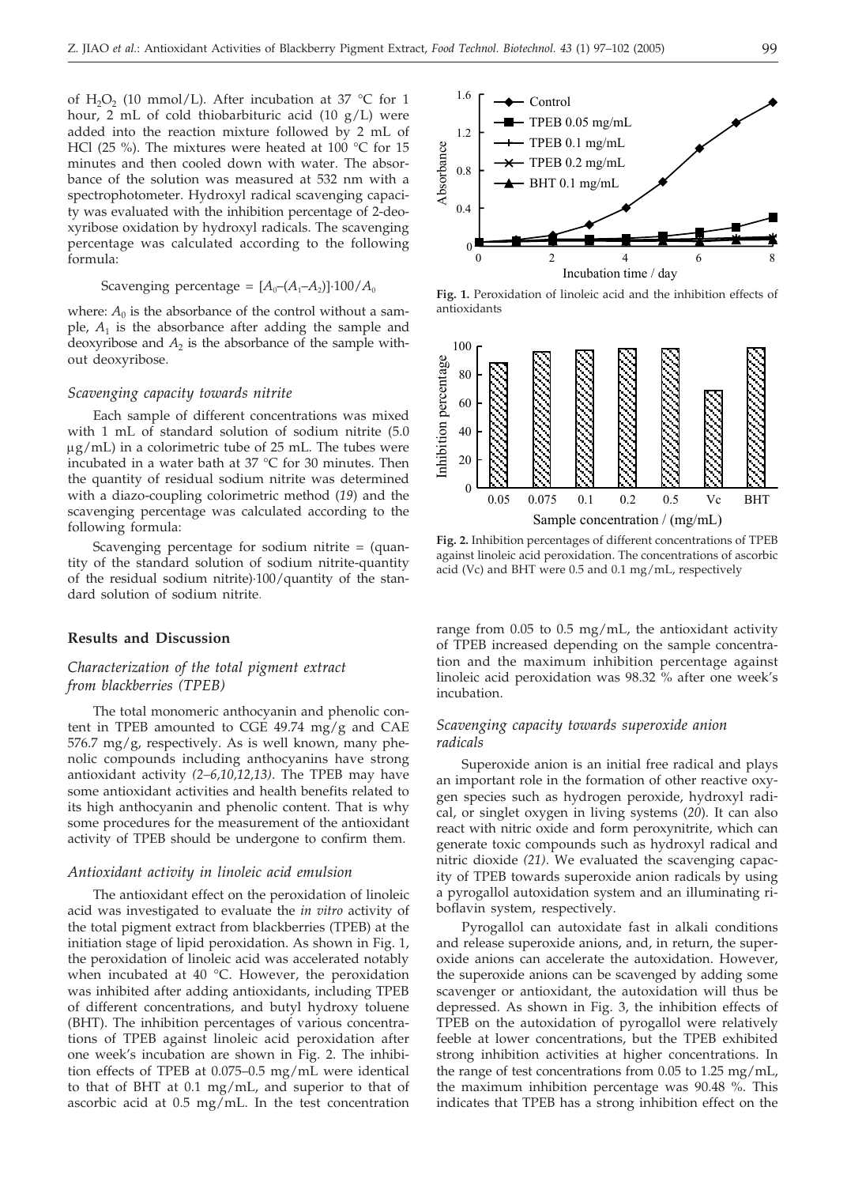of $H_2O_2$ (10 mmol/L). After incubation at 37 °C for 1 hour, 2 mL of cold thiobarbituric acid (10 g/L) were added into the reaction mixture followed by 2 mL of HCl (25 %). The mixtures were heated at 100 °C for 15 minutes and then cooled down with water. The absorbance of the solution was measured at 532 nm with a spectrophotometer. Hydroxyl radical scavenging capacity was evaluated with the inhibition percentage of 2-deoxyribose oxidation by hydroxyl radicals. The scavenging percentage was calculated according to the following formula:

$$\text{Scavenging percentage} = [A_0-(A_1-A_2)]\cdot 100/A_0$$

where: $A_0$ is the absorbance of the control without a sample, $A_1$ is the absorbance after adding the sample and deoxyribose and $A_2$ is the absorbance of the sample without deoxyribose.

### *Scavenging capacity towards nitrite*

Each sample of different concentrations was mixed with 1 mL of standard solution of sodium nitrite (5.0 µg/mL) in a colorimetric tube of 25 mL. The tubes were incubated in a water bath at 37 °C for 30 minutes. Then the quantity of residual sodium nitrite was determined with a diazo-coupling colorimetric method (*19*) and the scavenging percentage was calculated according to the following formula:

Scavenging percentage for sodium nitrite = (quantity of the standard solution of sodium nitrite-quantity of the residual sodium nitrite)·100/quantity of the standard solution of sodium nitrite.

## Results and Discussion

### *Characterization of the total pigment extract from blackberries (TPEB)*

The total monomeric anthocyanin and phenolic content in TPEB amounted to CGE 49.74 mg/g and CAE 576.7 mg/g, respectively. As is well known, many phenolic compounds including anthocyanins have strong antioxidant activity *(2–6,10,12,13)*. The TPEB may have some antioxidant activities and health benefits related to its high anthocyanin and phenolic content. That is why some procedures for the measurement of the antioxidant activity of TPEB should be undergone to confirm them.

### *Antioxidant activity in linoleic acid emulsion*

The antioxidant effect on the peroxidation of linoleic acid was investigated to evaluate the *in vitro* activity of the total pigment extract from blackberries (TPEB) at the initiation stage of lipid peroxidation. As shown in Fig. 1, the peroxidation of linoleic acid was accelerated notably when incubated at 40 °C. However, the peroxidation was inhibited after adding antioxidants, including TPEB of different concentrations, and butyl hydroxy toluene (BHT). The inhibition percentages of various concentrations of TPEB against linoleic acid peroxidation after one week's incubation are shown in Fig. 2. The inhibition effects of TPEB at 0.075–0.5 mg/mL were identical to that of BHT at 0.1 mg/mL, and superior to that of ascorbic acid at 0.5 mg/mL. In the test concentration range from 0.05 to 0.5 mg/mL, the antioxidant activity of TPEB increased depending on the sample concentration and the maximum inhibition percentage against linoleic acid peroxidation was 98.32 % after one week's incubation.

**Fig. 1.** Peroxidation of linoleic acid and the inhibition effects of antioxidants

**Fig. 2.** Inhibition percentages of different concentrations of TPEB against linoleic acid peroxidation. The concentrations of ascorbic acid (Vc) and BHT were 0.5 and 0.1 mg/mL, respectively

### *Scavenging capacity towards superoxide anion radicals*

Superoxide anion is an initial free radical and plays an important role in the formation of other reactive oxygen species such as hydrogen peroxide, hydroxyl radical, or singlet oxygen in living systems (*20*). It can also react with nitric oxide and form peroxynitrite, which can generate toxic compounds such as hydroxyl radical and nitric dioxide *(21)*. We evaluated the scavenging capacity of TPEB towards superoxide anion radicals by using a pyrogallol autoxidation system and an illuminating riboflavin system, respectively.

Pyrogallol can autoxidate fast in alkali conditions and release superoxide anions, and, in return, the superoxide anions can accelerate the autoxidation. However, the superoxide anions can be scavenged by adding some scavenger or antioxidant, the autoxidation will thus be depressed. As shown in Fig. 3, the inhibition effects of TPEB on the autoxidation of pyrogallol were relatively feeble at lower concentrations, but the TPEB exhibited strong inhibition activities at higher concentrations. In the range of test concentrations from 0.05 to 1.25 mg/mL, the maximum inhibition percentage was 90.48 %. This indicates that TPEB has a strong inhibition effect on the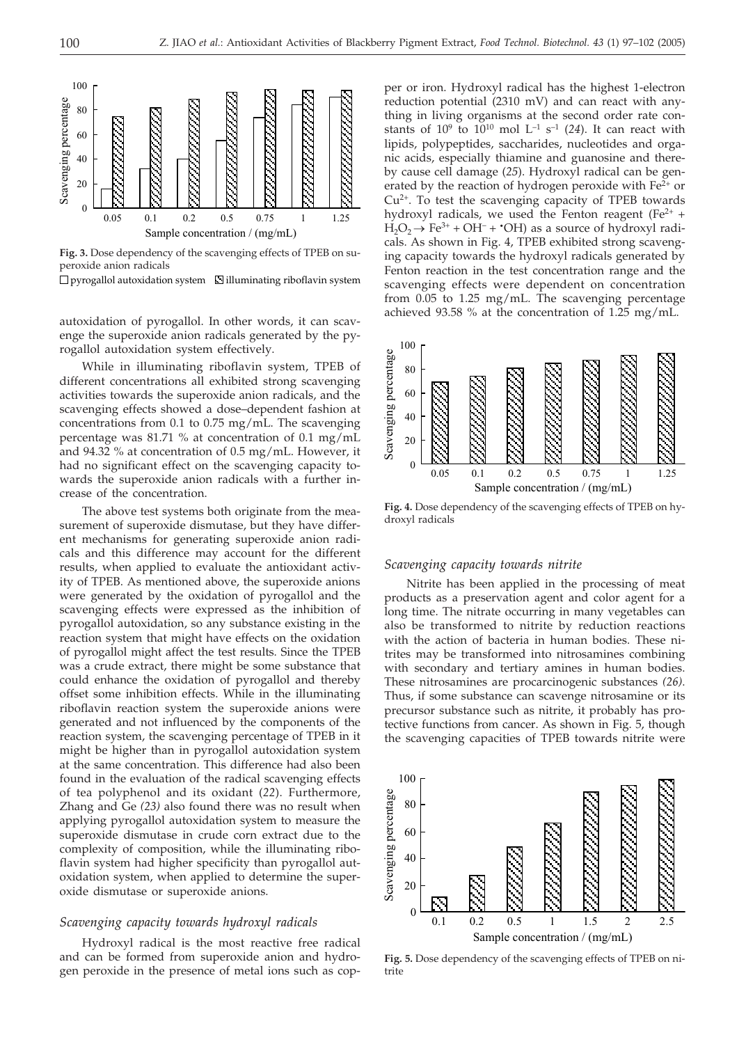**Fig. 3.** Dose dependency of the scavenging effects of TPEB on superoxide anion radicals

□ pyrogallol autoxidation system ▨ illuminating riboflavin system

autoxidation of pyrogallol. In other words, it can scavenge the superoxide anion radicals generated by the pyrogallol autoxidation system effectively.

While in illuminating riboflavin system, TPEB of different concentrations all exhibited strong scavenging activities towards the superoxide anion radicals, and the scavenging effects showed a dose–dependent fashion at concentrations from 0.1 to 0.75 mg/mL. The scavenging percentage was 81.71 % at concentration of 0.1 mg/mL and 94.32 % at concentration of 0.5 mg/mL. However, it had no significant effect on the scavenging capacity towards the superoxide anion radicals with a further increase of the concentration.

The above test systems both originate from the measurement of superoxide dismutase, but they have different mechanisms for generating superoxide anion radicals and this difference may account for the different results, when applied to evaluate the antioxidant activity of TPEB. As mentioned above, the superoxide anions were generated by the oxidation of pyrogallol and the scavenging effects were expressed as the inhibition of pyrogallol autoxidation, so any substance existing in the reaction system that might have effects on the oxidation of pyrogallol might affect the test results. Since the TPEB was a crude extract, there might be some substance that could enhance the oxidation of pyrogallol and thereby offset some inhibition effects. While in the illuminating riboflavin reaction system the superoxide anions were generated and not influenced by the components of the reaction system, the scavenging percentage of TPEB in it might be higher than in pyrogallol autoxidation system at the same concentration. This difference had also been found in the evaluation of the radical scavenging effects of tea polyphenol and its oxidant (*22*). Furthermore, Zhang and Ge *(23)* also found there was no result when applying pyrogallol autoxidation system to measure the superoxide dismutase in crude corn extract due to the complexity of composition, while the illuminating riboflavin system had higher specificity than pyrogallol autoxidation system, when applied to determine the superoxide dismutase or superoxide anions.

### *Scavenging capacity towards hydroxyl radicals*

Hydroxyl radical is the most reactive free radical and can be formed from superoxide anion and hydrogen peroxide in the presence of metal ions such as copper or iron. Hydroxyl radical has the highest 1-electron reduction potential (2310 mV) and can react with anything in living organisms at the second order rate constants of $10^9$ to $10^{10}$ mol $L^{-1}$ $s^{-1}$ (*24*). It can react with lipids, polypeptides, saccharides, nucleotides and organic acids, especially thiamine and guanosine and thereby cause cell damage (*25*). Hydroxyl radical can be generated by the reaction of hydrogen peroxide with $Fe^{2+}$ or $Cu^{2+}$. To test the scavenging capacity of TPEB towards hydroxyl radicals, we used the Fenton reagent ($Fe^{2+} + H_2O_2 \rightarrow Fe^{3+} + OH^- + {}^{\bullet}OH$) as a source of hydroxyl radicals. As shown in Fig. 4, TPEB exhibited strong scavenging capacity towards the hydroxyl radicals generated by Fenton reaction in the test concentration range and the scavenging effects were dependent on concentration from 0.05 to 1.25 mg/mL. The scavenging percentage achieved 93.58 % at the concentration of 1.25 mg/mL.

**Fig. 4.** Dose dependency of the scavenging effects of TPEB on hydroxyl radicals

### *Scavenging capacity towards nitrite*

Nitrite has been applied in the processing of meat products as a preservation agent and color agent for a long time. The nitrate occurring in many vegetables can also be transformed to nitrite by reduction reactions with the action of bacteria in human bodies. These nitrites may be transformed into nitrosamines combining with secondary and tertiary amines in human bodies. These nitrosamines are procarcinogenic substances *(26)*. Thus, if some substance can scavenge nitrosamine or its precursor substance such as nitrite, it probably has protective functions from cancer. As shown in Fig. 5, though the scavenging capacities of TPEB towards nitrite were

**Fig. 5.** Dose dependency of the scavenging effects of TPEB on nitrite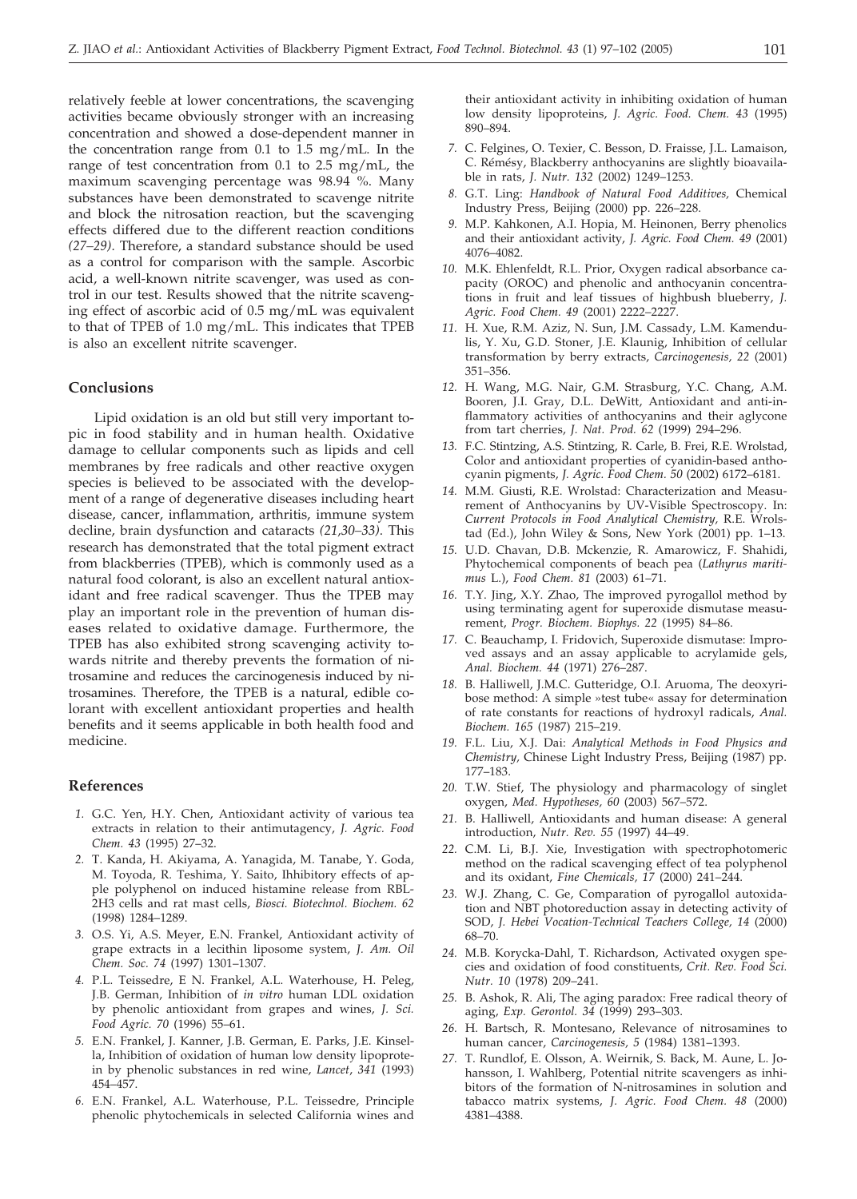relatively feeble at lower concentrations, the scavenging activities became obviously stronger with an increasing concentration and showed a dose-dependent manner in the concentration range from 0.1 to 1.5 mg/mL. In the range of test concentration from 0.1 to 2.5 mg/mL, the maximum scavenging percentage was 98.94 %. Many substances have been demonstrated to scavenge nitrite and block the nitrosation reaction, but the scavenging effects differed due to the different reaction conditions *(27–29)*. Therefore, a standard substance should be used as a control for comparison with the sample. Ascorbic acid, a well-known nitrite scavenger, was used as control in our test. Results showed that the nitrite scavenging effect of ascorbic acid of 0.5 mg/mL was equivalent to that of TPEB of 1.0 mg/mL. This indicates that TPEB is also an excellent nitrite scavenger.

## Conclusions

Lipid oxidation is an old but still very important topic in food stability and in human health. Oxidative damage to cellular components such as lipids and cell membranes by free radicals and other reactive oxygen species is believed to be associated with the development of a range of degenerative diseases including heart disease, cancer, inflammation, arthritis, immune system decline, brain dysfunction and cataracts *(21,30–33)*. This research has demonstrated that the total pigment extract from blackberries (TPEB), which is commonly used as a natural food colorant, is also an excellent natural antioxidant and free radical scavenger. Thus the TPEB may play an important role in the prevention of human diseases related to oxidative damage. Furthermore, the TPEB has also exhibited strong scavenging activity towards nitrite and thereby prevents the formation of nitrosamine and reduces the carcinogenesis induced by nitrosamines. Therefore, the TPEB is a natural, edible colorant with excellent antioxidant properties and health benefits and it seems applicable in both health food and medicine.

## References

1. G.C. Yen, H.Y. Chen, Antioxidant activity of various tea extracts in relation to their antimutagency, *J. Agric. Food Chem. 43* (1995) 27–32.
2. T. Kanda, H. Akiyama, A. Yanagida, M. Tanabe, Y. Goda, M. Toyoda, R. Teshima, Y. Saito, Ihhibitory effects of apple polyphenol on induced histamine release from RBL-2H3 cells and rat mast cells, *Biosci. Biotechnol. Biochem. 62* (1998) 1284–1289.
3. O.S. Yi, A.S. Meyer, E.N. Frankel, Antioxidant activity of grape extracts in a lecithin liposome system, *J. Am. Oil Chem. Soc. 74* (1997) 1301–1307.
4. P.L. Teissedre, E N. Frankel, A.L. Waterhouse, H. Peleg, J.B. German, Inhibition of *in vitro* human LDL oxidation by phenolic antioxidant from grapes and wines, *J. Sci. Food Agric. 70* (1996) 55–61.
5. E.N. Frankel, J. Kanner, J.B. German, E. Parks, J.E. Kinsella, Inhibition of oxidation of human low density lipoprotein by phenolic substances in red wine, *Lancet*, *341* (1993) 454–457.
6. E.N. Frankel, A.L. Waterhouse, P.L. Teissedre, Principle phenolic phytochemicals in selected California wines and their antioxidant activity in inhibiting oxidation of human low density lipoproteins, *J. Agric. Food. Chem. 43* (1995) 890–894.
7. C. Felgines, O. Texier, C. Besson, D. Fraisse, J.L. Lamaison, C. Rémésy, Blackberry anthocyanins are slightly bioavailable in rats, *J. Nutr. 132* (2002) 1249–1253.
8. G.T. Ling: *Handbook of Natural Food Additives,* Chemical Industry Press, Beijing (2000) pp. 226–228.
9. M.P. Kahkonen, A.I. Hopia, M. Heinonen, Berry phenolics and their antioxidant activity, *J. Agric. Food Chem. 49* (2001) 4076–4082.
10. M.K. Ehlenfeldt, R.L. Prior, Oxygen radical absorbance capacity (OROC) and phenolic and anthocyanin concentrations in fruit and leaf tissues of highbush blueberry, *J. Agric. Food Chem. 49* (2001) 2222–2227.
11. H. Xue, R.M. Aziz, N. Sun, J.M. Cassady, L.M. Kamendulis, Y. Xu, G.D. Stoner, J.E. Klaunig, Inhibition of cellular transformation by berry extracts, *Carcinogenesis, 22* (2001) 351–356.
12. H. Wang, M.G. Nair, G.M. Strasburg, Y.C. Chang, A.M. Booren, J.I. Gray, D.L. DeWitt, Antioxidant and anti-inflammatory activities of anthocyanins and their aglycone from tart cherries, *J. Nat. Prod. 62* (1999) 294–296.
13. F.C. Stintzing, A.S. Stintzing, R. Carle, B. Frei, R.E. Wrolstad, Color and antioxidant properties of cyanidin-based anthocyanin pigments, *J. Agric. Food Chem. 50* (2002) 6172–6181.
14. M.M. Giusti, R.E. Wrolstad: Characterization and Measurement of Anthocyanins by UV-Visible Spectroscopy. In: *Current Protocols in Food Analytical Chemistry,* R.E. Wrolstad (Ed.), John Wiley & Sons, New York (2001) pp. 1–13.
15. U.D. Chavan, D.B. Mckenzie, R. Amarowicz, F. Shahidi, Phytochemical components of beach pea (*Lathyrus maritimus* L.), *Food Chem. 81* (2003) 61–71.
16. T.Y. Jing, X.Y. Zhao, The improved pyrogallol method by using terminating agent for superoxide dismutase measurement, *Progr. Biochem. Biophys. 22* (1995) 84–86.
17. C. Beauchamp, I. Fridovich, Superoxide dismutase: Improved assays and an assay applicable to acrylamide gels, *Anal. Biochem. 44* (1971) 276–287.
18. B. Halliwell, J.M.C. Gutteridge, O.I. Aruoma, The deoxyribose method: A simple »test tube« assay for determination of rate constants for reactions of hydroxyl radicals, *Anal. Biochem. 165* (1987) 215–219.
19. F.L. Liu, X.J. Dai: *Analytical Methods in Food Physics and Chemistry,* Chinese Light Industry Press, Beijing (1987) pp. 177–183.
20. T.W. Stief, The physiology and pharmacology of singlet oxygen, *Med. Hypotheses, 60* (2003) 567–572.
21. B. Halliwell, Antioxidants and human disease: A general introduction, *Nutr. Rev. 55* (1997) 44–49.
22. C.M. Li, B.J. Xie, Investigation with spectrophotomeric method on the radical scavenging effect of tea polyphenol and its oxidant, *Fine Chemicals, 17* (2000) 241–244.
23. W.J. Zhang, C. Ge, Comparation of pyrogallol autoxidation and NBT photoreduction assay in detecting activity of SOD, *J. Hebei Vocation-Technical Teachers College, 14* (2000) 68–70.
24. M.B. Korycka-Dahl, T. Richardson, Activated oxygen species and oxidation of food constituents, *Crit. Rev. Food Sci. Nutr. 10* (1978) 209–241.
25. B. Ashok, R. Ali, The aging paradox: Free radical theory of aging, *Exp. Gerontol. 34* (1999) 293–303.
26. H. Bartsch, R. Montesano, Relevance of nitrosamines to human cancer, *Carcinogenesis, 5* (1984) 1381–1393.
27. T. Rundlof, E. Olsson, A. Weirnik, S. Back, M. Aune, L. Johansson, I. Wahlberg, Potential nitrite scavengers as inhibitors of the formation of N-nitrosamines in solution and tabacco matrix systems, *J. Agric. Food Chem. 48* (2000) 4381–4388.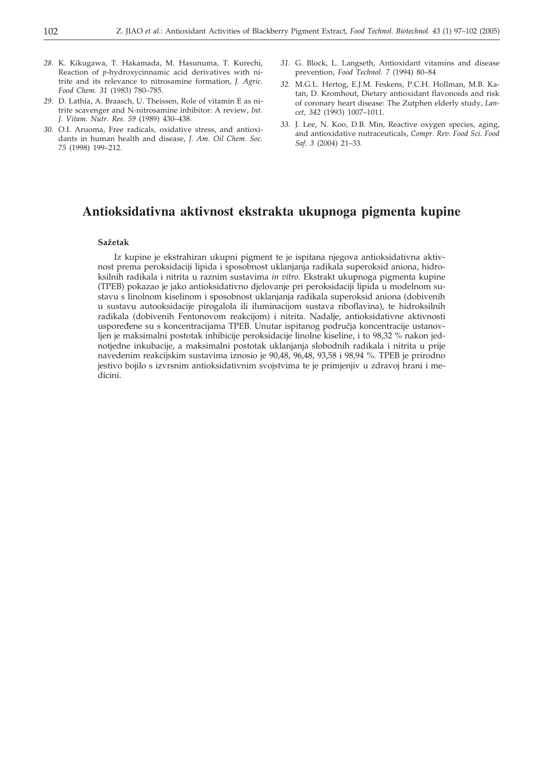28. K. Kikugawa, T. Hakamada, M. Hasunuma, T. Kurechi, Reaction of *p*-hydroxycinnamic acid derivatives with nitrite and its relevance to nitrosamine formation, *J. Agric. Food Chem. 31* (1983) 780–785.

29. D. Lathia, A. Braasch, U. Theissen, Role of vitamin E as nitrite scavenger and N-nitrosamine inhibitor: A review, *Int. J. Vitam. Nutr. Res. 59* (1989) 430–438.

30. O.I. Aruoma, Free radicals, oxidative stress, and antioxidants in human health and disease, *J. Am. Oil Chem. Soc. 75* (1998) 199–212.

31. G. Block, L. Langseth, Antioxidant vitamins and disease prevention, *Food Technol. 7* (1994) 80–84

32. M.G.L. Hertog, E.J.M. Feskens, P.C.H. Hollman, M.B. Katan, D. Kromhout, Dietary antioxidant flavonoids and risk of coronary heart disease: The Zutphen elderly study, *Lancet, 342* (1993) 1007–1011.

33. J. Lee, N. Koo, D.B. Min, Reactive oxygen species, aging, and antioxidative nutraceuticals, *Compr. Rev. Food Sci. Food Saf. 3* (2004) 21–33.

# Antioksidativna aktivnost ekstrakta ukupnoga pigmenta kupine

### Sažetak

Iz kupine je ekstrahiran ukupni pigment te je ispitana njegova antioksidativna aktivnost prema peroksidaciji lipida i sposobnost uklanjanja radikala superoksid aniona, hidroksilnih radikala i nitrita u raznim sustavima *in vitro.* Ekstrakt ukupnoga pigmenta kupine (TPEB) pokazao je jako antioksidativno djelovanje pri peroksidaciji lipida u modelnom sustavu s linolnom kiselinom i sposobnost uklanjanja radikala superoksid aniona (dobivenih u sustavu autooksidacije pirogalola ili iluminacijom sustava riboflavina), te hidroksilnih radikala (dobivenih Fentonovom reakcijom) i nitrita. Nadalje, antioksidativne aktivnosti uspoređene su s koncentracijama TPEB. Unutar ispitanog područja koncentracije ustanovljen je maksimalni postotak inhibicije peroksidacije linolne kiseline, i to 98,32 % nakon jednotjedne inkubacije, a maksimalni postotak uklanjanja slobodnih radikala i nitrita u prije navedenim reakcijskim sustavima iznosio je 90,48, 96,48, 93,58 i 98,94 %. TPEB je prirodno jestivo bojilo s izvrsnim antioksidativnim svojstvima te je primjenjiv u zdravoj hrani i medicini.